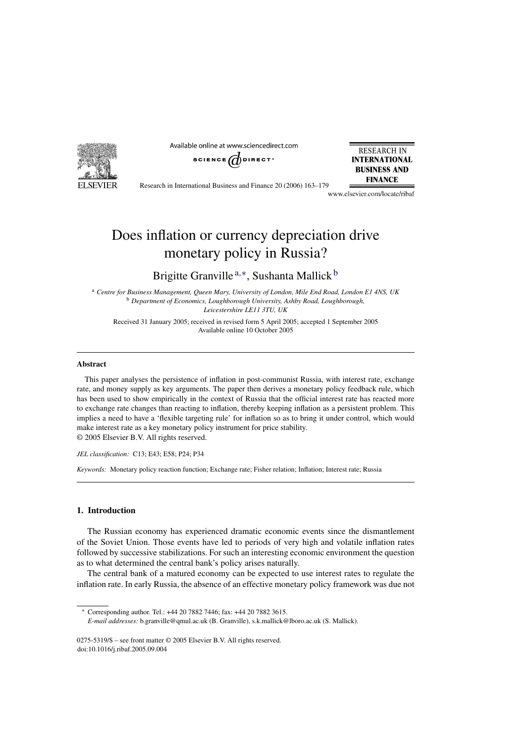# Does inflation or currency depreciation drive monetary policy in Russia?

Brigitte Granville [a,*], Sushanta Mallick [b]

[a] *Centre for Business Management, Queen Mary, University of London, Mile End Road, London E1 4NS, UK*
[b] *Department of Economics, Loughborough University, Ashby Road, Loughborough, Leicestershire LE11 3TU, UK*

Received 31 January 2005; received in revised form 5 April 2005; accepted 1 September 2005
Available online 10 October 2005

## Abstract

This paper analyses the persistence of inflation in post-communist Russia, with interest rate, exchange rate, and money supply as key arguments. The paper then derives a monetary policy feedback rule, which has been used to show empirically in the context of Russia that the official interest rate has reacted more to exchange rate changes than reacting to inflation, thereby keeping inflation as a persistent problem. This implies a need to have a 'flexible targeting rule' for inflation so as to bring it under control, which would make interest rate as a key monetary policy instrument for price stability.
© 2005 Elsevier B.V. All rights reserved.

*JEL classification:* C13; E43; E58; P24; P34

*Keywords:* Monetary policy reaction function; Exchange rate; Fisher relation; Inflation; Interest rate; Russia

## 1. Introduction

The Russian economy has experienced dramatic economic events since the dismantlement of the Soviet Union. Those events have led to periods of very high and volatile inflation rates followed by successive stabilizations. For such an interesting economic environment the question as to what determined the central bank's policy arises naturally.

The central bank of a matured economy can be expected to use interest rates to regulate the inflation rate. In early Russia, the absence of an effective monetary policy framework was due not

---

* Corresponding author. Tel.: +44 20 7882 7446; fax: +44 20 7882 3615.
*E-mail addresses:* b.granville@qmul.ac.uk (B. Granville), s.k.mallick@lboro.ac.uk (S. Mallick).

0275-5319/$ – see front matter © 2005 Elsevier B.V. All rights reserved.
doi:10.1016/j.ribaf.2005.09.004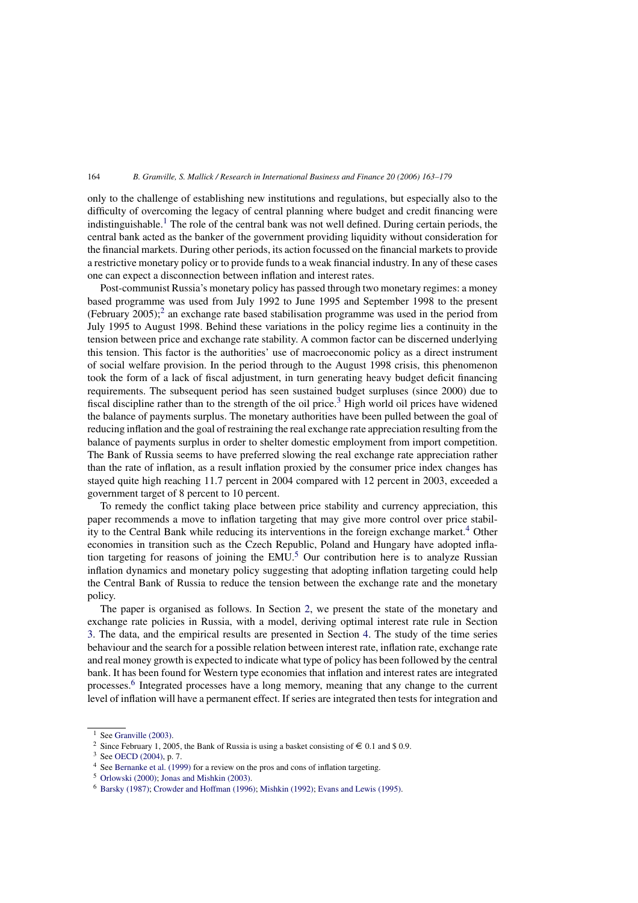only to the challenge of establishing new institutions and regulations, but especially also to the difficulty of overcoming the legacy of central planning where budget and credit financing were indistinguishable.[1] The role of the central bank was not well defined. During certain periods, the central bank acted as the banker of the government providing liquidity without consideration for the financial markets. During other periods, its action focussed on the financial markets to provide a restrictive monetary policy or to provide funds to a weak financial industry. In any of these cases one can expect a disconnection between inflation and interest rates.

Post-communist Russia's monetary policy has passed through two monetary regimes: a money based programme was used from July 1992 to June 1995 and September 1998 to the present (February 2005);[2] an exchange rate based stabilisation programme was used in the period from July 1995 to August 1998. Behind these variations in the policy regime lies a continuity in the tension between price and exchange rate stability. A common factor can be discerned underlying this tension. This factor is the authorities' use of macroeconomic policy as a direct instrument of social welfare provision. In the period through to the August 1998 crisis, this phenomenon took the form of a lack of fiscal adjustment, in turn generating heavy budget deficit financing requirements. The subsequent period has seen sustained budget surpluses (since 2000) due to fiscal discipline rather than to the strength of the oil price.[3] High world oil prices have widened the balance of payments surplus. The monetary authorities have been pulled between the goal of reducing inflation and the goal of restraining the real exchange rate appreciation resulting from the balance of payments surplus in order to shelter domestic employment from import competition. The Bank of Russia seems to have preferred slowing the real exchange rate appreciation rather than the rate of inflation, as a result inflation proxied by the consumer price index changes has stayed quite high reaching 11.7 percent in 2004 compared with 12 percent in 2003, exceeded a government target of 8 percent to 10 percent.

To remedy the conflict taking place between price stability and currency appreciation, this paper recommends a move to inflation targeting that may give more control over price stability to the Central Bank while reducing its interventions in the foreign exchange market.[4] Other economies in transition such as the Czech Republic, Poland and Hungary have adopted inflation targeting for reasons of joining the EMU.[5] Our contribution here is to analyze Russian inflation dynamics and monetary policy suggesting that adopting inflation targeting could help the Central Bank of Russia to reduce the tension between the exchange rate and the monetary policy.

The paper is organised as follows. In Section 2, we present the state of the monetary and exchange rate policies in Russia, with a model, deriving optimal interest rate rule in Section 3. The data, and the empirical results are presented in Section 4. The study of the time series behaviour and the search for a possible relation between interest rate, inflation rate, exchange rate and real money growth is expected to indicate what type of policy has been followed by the central bank. It has been found for Western type economies that inflation and interest rates are integrated processes.[6] Integrated processes have a long memory, meaning that any change to the current level of inflation will have a permanent effect. If series are integrated then tests for integration and

---

[1] See Granville (2003).

[2] Since February 1, 2005, the Bank of Russia is using a basket consisting of € 0.1 and $ 0.9.

[3] See OECD (2004), p. 7.

[4] See Bernanke et al. (1999) for a review on the pros and cons of inflation targeting.

[5] Orlowski (2000); Jonas and Mishkin (2003).

[6] Barsky (1987); Crowder and Hoffman (1996); Mishkin (1992); Evans and Lewis (1995).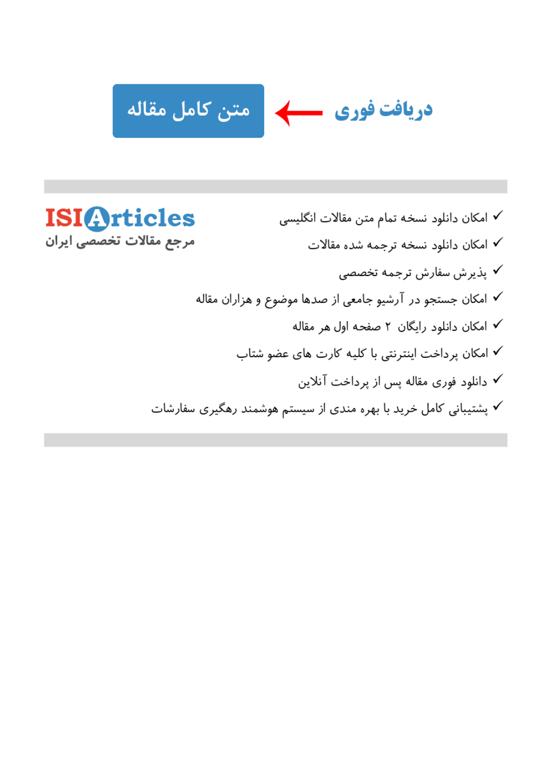دریافت فوری ← متن کامل مقاله

**ISIArticles**
مرجع مقالات تخصصی ایران

- ✓ امکان دانلود نسخه تمام متن مقالات انگلیسی
- ✓ امکان دانلود نسخه ترجمه شده مقالات
- ✓ پذیرش سفارش ترجمه تخصصی
- ✓ امکان جستجو در آرشیو جامعی از صدها موضوع و هزاران مقاله
- ✓ امکان دانلود رایگان ۲ صفحه اول هر مقاله
- ✓ امکان پرداخت اینترنتی با کلیه کارت های عضو شتاب
- ✓ دانلود فوری مقاله پس از پرداخت آنلاین
- ✓ پشتیبانی کامل خرید با بهره مندی از سیستم هوشمند رهگیری سفارشات